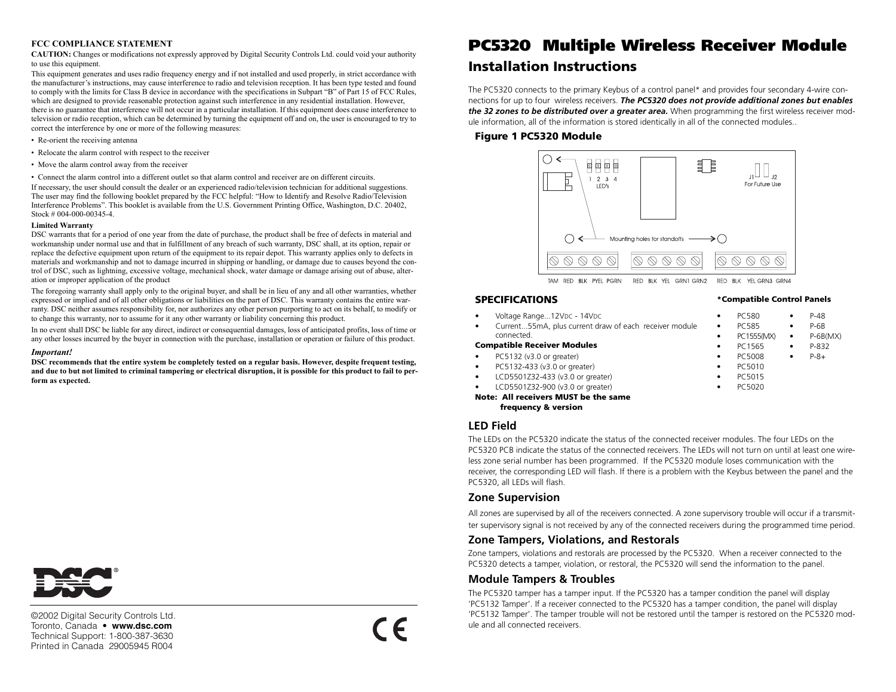# PC5320 Multiple Wireless Receiver Module

## Installation Instructions

The PC5320 connects to the primary Keybus of a control panel* and provides four secondary 4-wire connections for up to four wireless receivers. ***The PC5320 does not provide additional zones but enables the 32 zones to be distributed over a greater area.*** When programming the first wireless receiver module information, all of the information is stored identically in all of the connected modules..

### Figure 1 PC5320 Module

LED's 1 2 3 4

J1 J2 For Future Use

Mounting holes for standoffs

TAM RED BLK PYEL PGRN RED BLK YEL GRN1 GRN2 RED BLK YEL GRN3 GRN4

### SPECIFICATIONS

- Voltage Range...12VDC - 14VDC
- Current...55mA, plus current draw of each receiver module connected.

**Compatible Receiver Modules**

- PC5132 (v3.0 or greater)
- PC5132-433 (v3.0 or greater)
- LCD5501Z32-433 (v3.0 or greater)
- LCD5501Z32-900 (v3.0 or greater)

**Note: All receivers MUST be the same frequency & version**

**\*Compatible Control Panels**

- PC580
- PC585
- PC1555(MX)
- PC1565
- PC5008
- PC5010
- PC5015
- PC5020
- P-48
- P-6B
- P-6B(MX)
- P-832
- P-8+

## LED Field

The LEDs on the PC5320 indicate the status of the connected receiver modules. The four LEDs on the PC5320 PCB indicate the status of the connected receivers. The LEDs will not turn on until at least one wireless zone serial number has been programmed. If the PC5320 module loses communication with the receiver, the corresponding LED will flash. If there is a problem with the Keybus between the panel and the PC5320, all LEDs will flash.

## Zone Supervision

All zones are supervised by all of the receivers connected. A zone supervisory trouble will occur if a transmitter supervisory signal is not received by any of the connected receivers during the programmed time period.

## Zone Tampers, Violations, and Restorals

Zone tampers, violations and restorals are processed by the PC5320. When a receiver connected to the PC5320 detects a tamper, violation, or restoral, the PC5320 will send the information to the panel.

## Module Tampers & Troubles

The PC5320 tamper has a tamper input. If the PC5320 has a tamper condition the panel will display 'PC5132 Tamper'. If a receiver connected to the PC5320 has a tamper condition, the panel will display 'PC5132 Tamper'. The tamper trouble will not be restored until the tamper is restored on the PC5320 module and all connected receivers.

### FCC COMPLIANCE STATEMENT

**CAUTION:** Changes or modifications not expressly approved by Digital Security Controls Ltd. could void your authority to use this equipment.

This equipment generates and uses radio frequency energy and if not installed and used properly, in strict accordance with the manufacturer's instructions, may cause interference to radio and television reception. It has been type tested and found to comply with the limits for Class B device in accordance with the specifications in Subpart "B" of Part 15 of FCC Rules, which are designed to provide reasonable protection against such interference in any residential installation. However, there is no guarantee that interference will not occur in a particular installation. If this equipment does cause interference to television or radio reception, which can be determined by turning the equipment off and on, the user is encouraged to try to correct the interference by one or more of the following measures:

- Re-orient the receiving antenna
- Relocate the alarm control with respect to the receiver
- Move the alarm control away from the receiver
- Connect the alarm control into a different outlet so that alarm control and receiver are on different circuits.

If necessary, the user should consult the dealer or an experienced radio/television technician for additional suggestions. The user may find the following booklet prepared by the FCC helpful: "How to Identify and Resolve Radio/Television Interference Problems". This booklet is available from the U.S. Government Printing Office, Washington, D.C. 20402, Stock # 004-000-00345-4.

**Limited Warranty**

DSC warrants that for a period of one year from the date of purchase, the product shall be free of defects in material and workmanship under normal use and that in fulfillment of any breach of such warranty, DSC shall, at its option, repair or replace the defective equipment upon return of the equipment to its repair depot. This warranty applies only to defects in materials and workmanship and not to damage incurred in shipping or handling, or damage due to causes beyond the control of DSC, such as lightning, excessive voltage, mechanical shock, water damage or damage arising out of abuse, alteration or improper application of the product

The foregoing warranty shall apply only to the original buyer, and shall be in lieu of any and all other warranties, whether expressed or implied and of all other obligations or liabilities on the part of DSC. This warranty contains the entire warranty. DSC neither assumes responsibility for, nor authorizes any other person purporting to act on its behalf, to modify or to change this warranty, nor to assume for it any other warranty or liability concerning this product.

In no event shall DSC be liable for any direct, indirect or consequential damages, loss of anticipated profits, loss of time or any other losses incurred by the buyer in connection with the purchase, installation or operation or failure of this product.

***Important!***

**DSC recommends that the entire system be completely tested on a regular basis. However, despite frequent testing, and due to but not limited to criminal tampering or electrical disruption, it is possible for this product to fail to perform as expected.**

©2002 Digital Security Controls Ltd.
Toronto, Canada • **www.dsc.com**
Technical Support: 1-800-387-3630
Printed in Canada 29005945 R004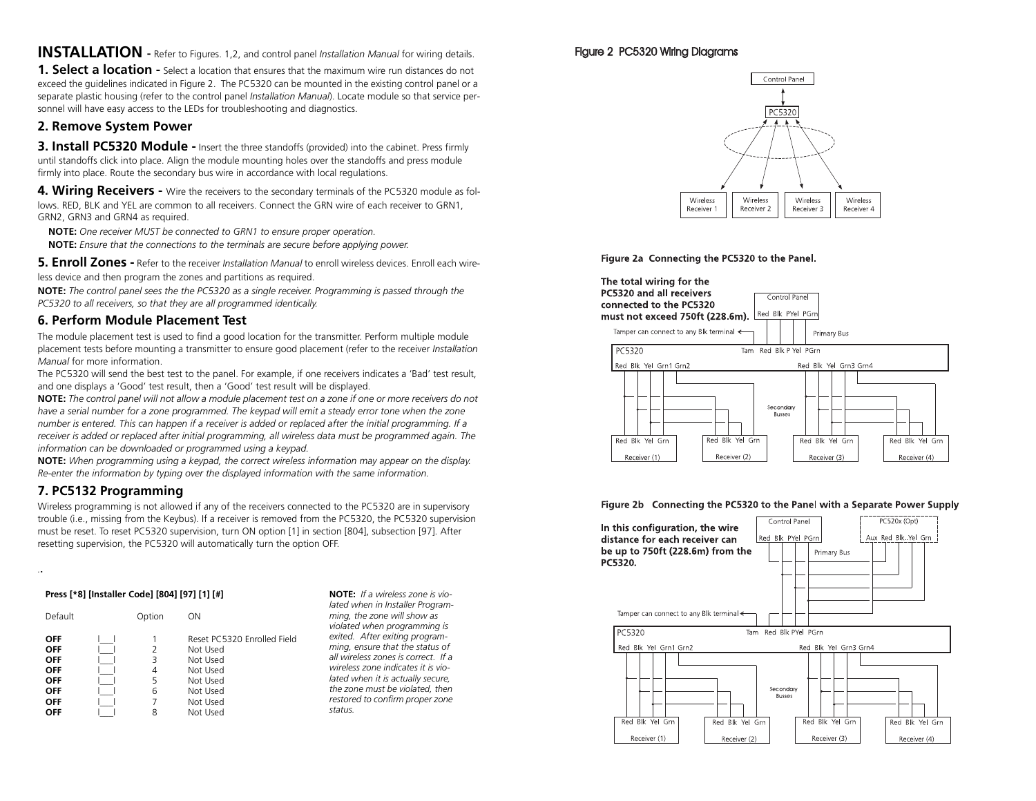# INSTALLATION - Refer to Figures. 1,2, and control panel *Installation Manual* for wiring details.

**1. Select a location -** Select a location that ensures that the maximum wire run distances do not exceed the guidelines indicated in Figure 2. The PC5320 can be mounted in the existing control panel or a separate plastic housing (refer to the control panel *Installation Manual*). Locate module so that service personnel will have easy access to the LEDs for troubleshooting and diagnostics.

## 2. Remove System Power

**3. Install PC5320 Module -** Insert the three standoffs (provided) into the cabinet. Press firmly until standoffs click into place. Align the module mounting holes over the standoffs and press module firmly into place. Route the secondary bus wire in accordance with local regulations.

**4. Wiring Receivers -** Wire the receivers to the secondary terminals of the PC5320 module as follows. RED, BLK and YEL are common to all receivers. Connect the GRN wire of each receiver to GRN1, GRN2, GRN3 and GRN4 as required.

**NOTE:** *One receiver MUST be connected to GRN1 to ensure proper operation.*

**NOTE:** *Ensure that the connections to the terminals are secure before applying power.*

**5. Enroll Zones -** Refer to the receiver *Installation Manual* to enroll wireless devices. Enroll each wireless device and then program the zones and partitions as required.

**NOTE:** *The control panel sees the the PC5320 as a single receiver. Programming is passed through the PC5320 to all receivers, so that they are all programmed identically.*

## 6. Perform Module Placement Test

The module placement test is used to find a good location for the transmitter. Perform multiple module placement tests before mounting a transmitter to ensure good placement (refer to the receiver *Installation Manual* for more information.

The PC5320 will send the best test to the panel. For example, if one receivers indicates a 'Bad' test result, and one displays a 'Good' test result, then a 'Good' test result will be displayed.

**NOTE:** *The control panel will not allow a module placement test on a zone if one or more receivers do not have a serial number for a zone programmed. The keypad will emit a steady error tone when the zone number is entered. This can happen if a receiver is added or replaced after the initial programming. If a receiver is added or replaced after initial programming, all wireless data must be programmed again. The information can be downloaded or programmed using a keypad.*

**NOTE:** *When programming using a keypad, the correct wireless information may appear on the display. Re-enter the information by typing over the displayed information with the same information.*

## 7. PC5132 Programming

Wireless programming is not allowed if any of the receivers connected to the PC5320 are in supervisory trouble (i.e., missing from the Keybus). If a receiver is removed from the PC5320, the PC5320 supervision must be reset. To reset PC5320 supervision, turn ON option [1] in section [804], subsection [97]. After resetting supervision, the PC5320 will automatically turn the option OFF.

**Press [*8] [Installer Code] [804] [97] [1] [#]**

| Default | | Option | ON |
|---|---|---|---|
| **OFF** | I\_\_\_I | 1 | Reset PC5320 Enrolled Field |
| **OFF** | I\_\_\_I | 2 | Not Used |
| **OFF** | I\_\_\_I | 3 | Not Used |
| **OFF** | I\_\_\_I | 4 | Not Used |
| **OFF** | I\_\_\_I | 5 | Not Used |
| **OFF** | I\_\_\_I | 6 | Not Used |
| **OFF** | I\_\_\_I | 7 | Not Used |
| **OFF** | I\_\_\_I | 8 | Not Used |

**NOTE:** *If a wireless zone is violated when in Installer Programming, the zone will show as violated when programming is exited. After exiting programming, ensure that the status of all wireless zones is correct. If a wireless zone indicates it is violated when it is actually secure, the zone must be violated, then restored to confirm proper zone status.*

**Figure 2 PC5320 Wiring Diagrams**

Control Panel

PC5320

Wireless Receiver 1
Wireless Receiver 2
Wireless Receiver 3
Wireless Receiver 4

**Figure 2a Connecting the PC5320 to the Panel.**

**The total wiring for the PC5320 and all receivers connected to the PC5320 must not exceed 750ft (228.6m).**

Control Panel
Red Blk PYel PGrn
Tamper can connect to any Blk terminal
Primary Bus
PC5320
Tam Red Blk P Yel PGrn
Red Blk Yel Grn1 Grn2
Red Blk Yel Grn3 Grn4
Secondary Busses
Red Blk Yel Grn — Receiver (1)
Red Blk Yel Grn — Receiver (2)
Red Blk Yel Grn — Receiver (3)
Red Blk Yel Grn — Receiver (4)

**Figure 2b Connecting the PC5320 to the Panel with a Separate Power Supply**

**In this configuration, the wire distance for each receiver can be up to 750ft (228.6m) from the PC5320.**

Control Panel
Red Blk PYel PGrn
PC520x (Opt)
Aux Red Blk..Yel Grn
Primary Bus
Tamper can connect to any Blk terminal
PC5320
Tam Red Blk PYel PGrn
Red Blk Yel Grn1 Grn2
Red Blk Yel Grn3 Grn4
Secondary Busses
Red Blk Yel Grn — Receiver (1)
Red Blk Yel Grn — Receiver (2)
Red Blk Yel Grn — Receiver (3)
Red Blk Yel Grn — Receiver (4)